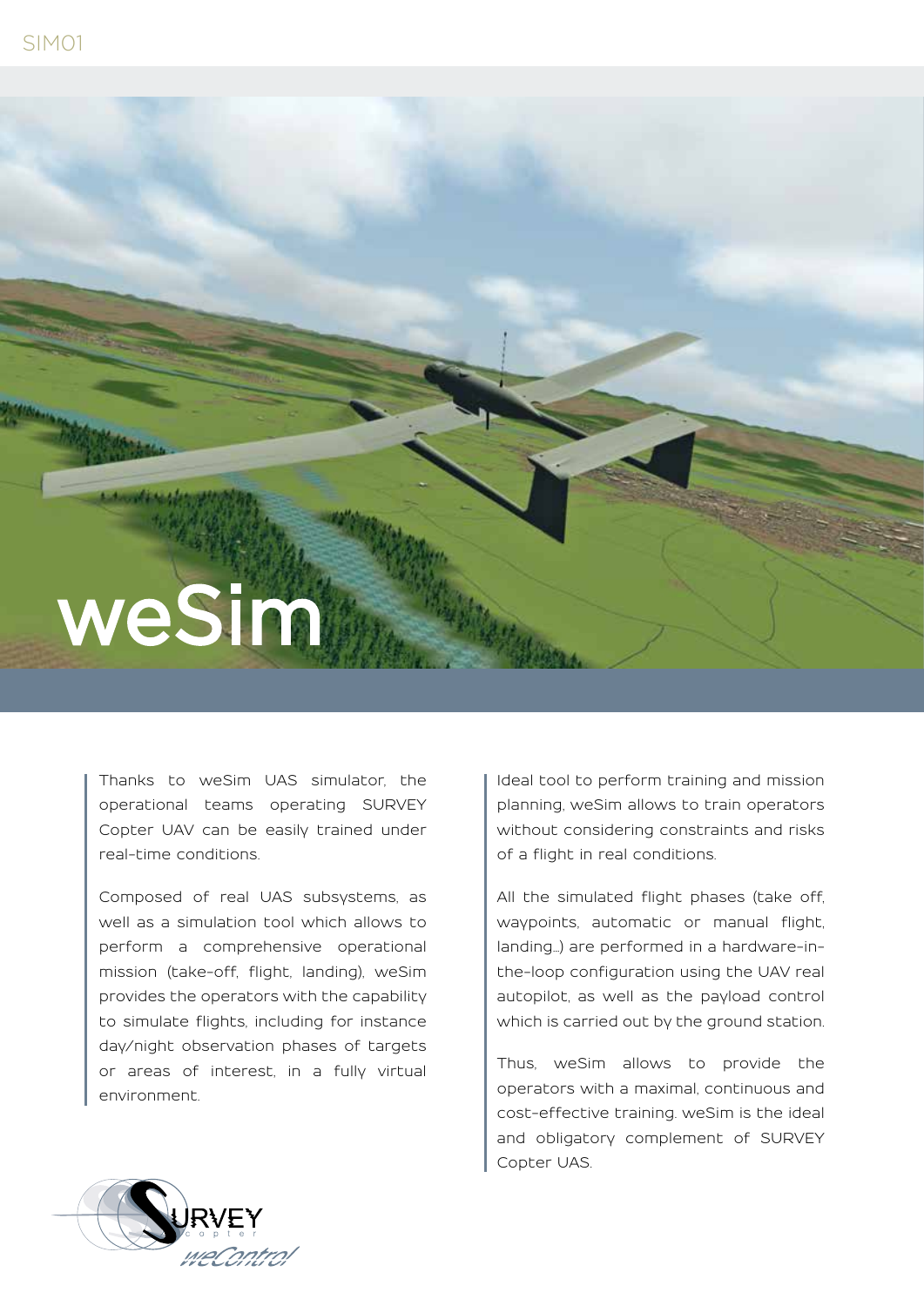# weSim

Thanks to weSim UAS simulator, the operational teams operating SURVEY Copter UAV can be easily trained under real-time conditions.

Composed of real UAS subsystems, as well as a simulation tool which allows to perform a comprehensive operational mission (take-off, flight, landing), weSim provides the operators with the capability to simulate flights, including for instance day/night observation phases of targets or areas of interest, in a fully virtual environment.

Ideal tool to perform training and mission planning, weSim allows to train operators without considering constraints and risks of a flight in real conditions.

All the simulated flight phases (take off, waypoints, automatic or manual flight, landing…) are performed in a hardware-in-the-loop configuration using the UAV real autopilot, as well as the payload control which is carried out by the ground station.

Thus, weSim allows to provide the operators with a maximal, continuous and cost-effective training. weSim is the ideal and obligatory complement of SURVEY Copter UAS.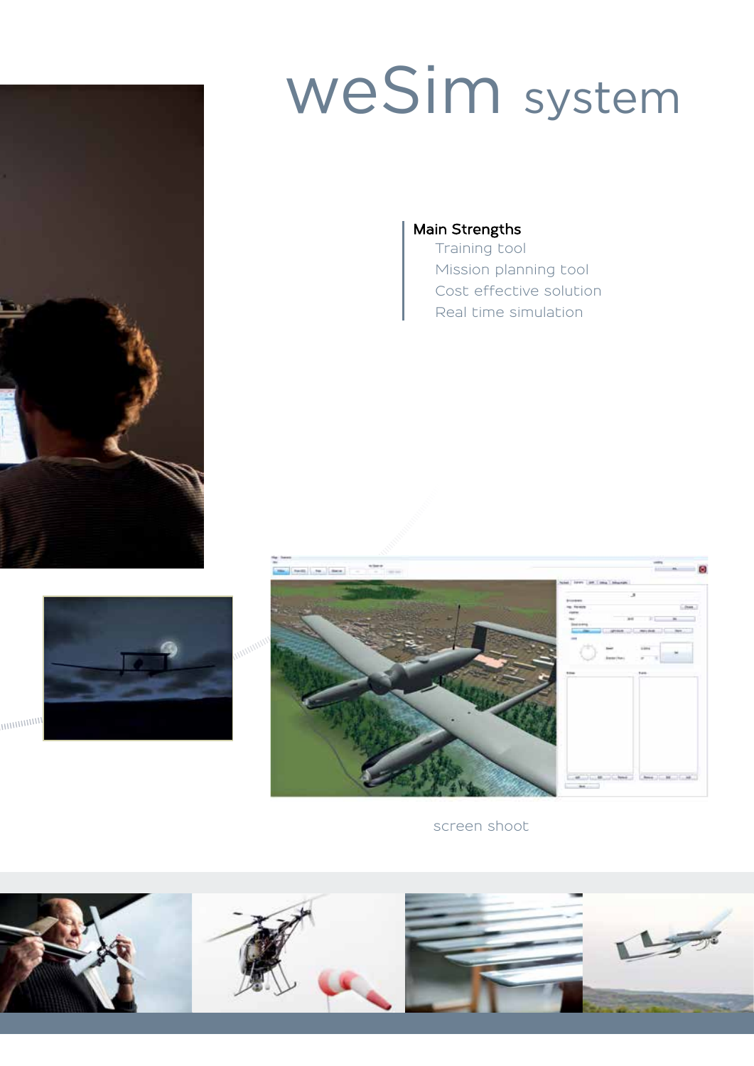# weSim system

**Main Strengths**

- Training tool
- Mission planning tool
- Cost effective solution
- Real time simulation

screen shoot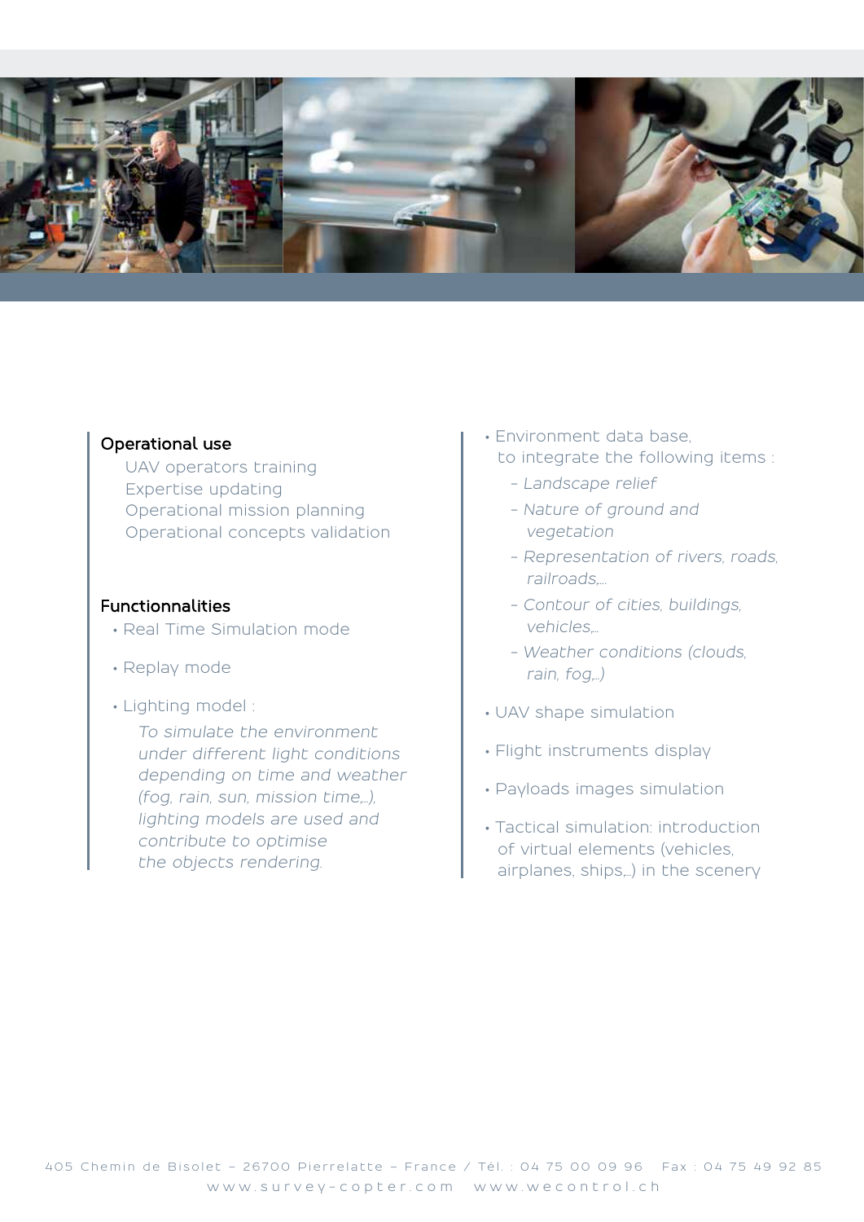## Operational use

UAV operators training
Expertise updating
Operational mission planning
Operational concepts validation

## Functionnalities

- Real Time Simulation mode
- Replay mode
- Lighting model :

  *To simulate the environment under different light conditions depending on time and weather (fog, rain, sun, mission time,..), lighting models are used and contribute to optimise the objects rendering.*

- Environment data base, to integrate the following items :
  - *Landscape relief*
  - *Nature of ground and vegetation*
  - *Representation of rivers, roads, railroads,...*
  - *Contour of cities, buildings, vehicles,..*
  - *Weather conditions (clouds, rain, fog,..)*
- UAV shape simulation
- Flight instruments display
- Payloads images simulation
- Tactical simulation: introduction of virtual elements (vehicles, airplanes, ships,..) in the scenery

405 Chemin de Bisolet – 26700 Pierrelatte – France / Tél. : 04 75 00 09 96 Fax : 04 75 49 92 85
www.survey-copter.com www.wecontrol.ch